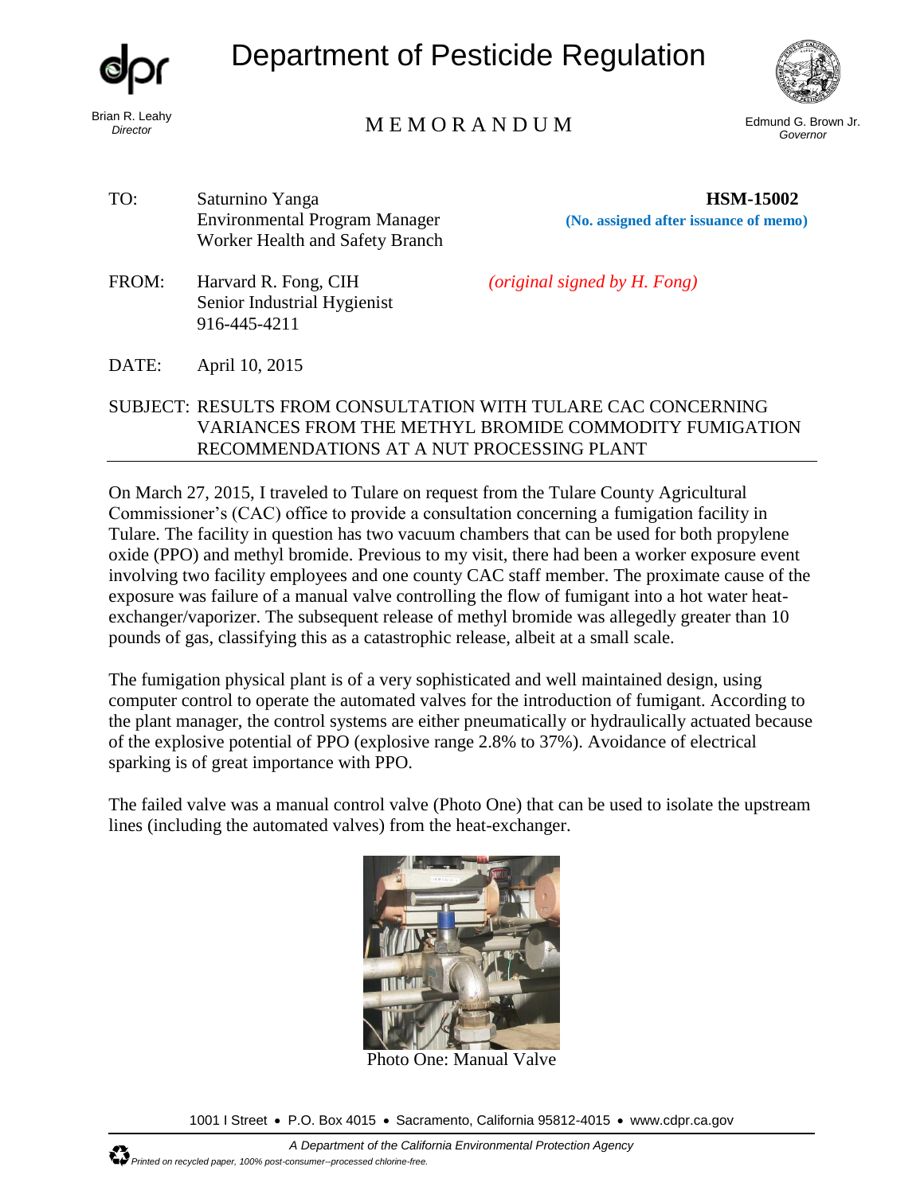# Department of Pesticide Regulation

Brian R. Leahy
*Director*

MEMORANDUM

Edmund G. Brown Jr.
*Governor*

TO: Saturnino Yanga
Environmental Program Manager
Worker Health and Safety Branch

**HSM-15002**
**(No. assigned after issuance of memo)**

FROM: Harvard R. Fong, CIH
Senior Industrial Hygienist
916-445-4211

*(original signed by H. Fong)*

DATE: April 10, 2015

SUBJECT: RESULTS FROM CONSULTATION WITH TULARE CAC CONCERNING VARIANCES FROM THE METHYL BROMIDE COMMODITY FUMIGATION RECOMMENDATIONS AT A NUT PROCESSING PLANT

---

On March 27, 2015, I traveled to Tulare on request from the Tulare County Agricultural Commissioner's (CAC) office to provide a consultation concerning a fumigation facility in Tulare. The facility in question has two vacuum chambers that can be used for both propylene oxide (PPO) and methyl bromide. Previous to my visit, there had been a worker exposure event involving two facility employees and one county CAC staff member. The proximate cause of the exposure was failure of a manual valve controlling the flow of fumigant into a hot water heat-exchanger/vaporizer. The subsequent release of methyl bromide was allegedly greater than 10 pounds of gas, classifying this as a catastrophic release, albeit at a small scale.

The fumigation physical plant is of a very sophisticated and well maintained design, using computer control to operate the automated valves for the introduction of fumigant. According to the plant manager, the control systems are either pneumatically or hydraulically actuated because of the explosive potential of PPO (explosive range 2.8% to 37%). Avoidance of electrical sparking is of great importance with PPO.

The failed valve was a manual control valve (Photo One) that can be used to isolate the upstream lines (including the automated valves) from the heat-exchanger.

Photo One: Manual Valve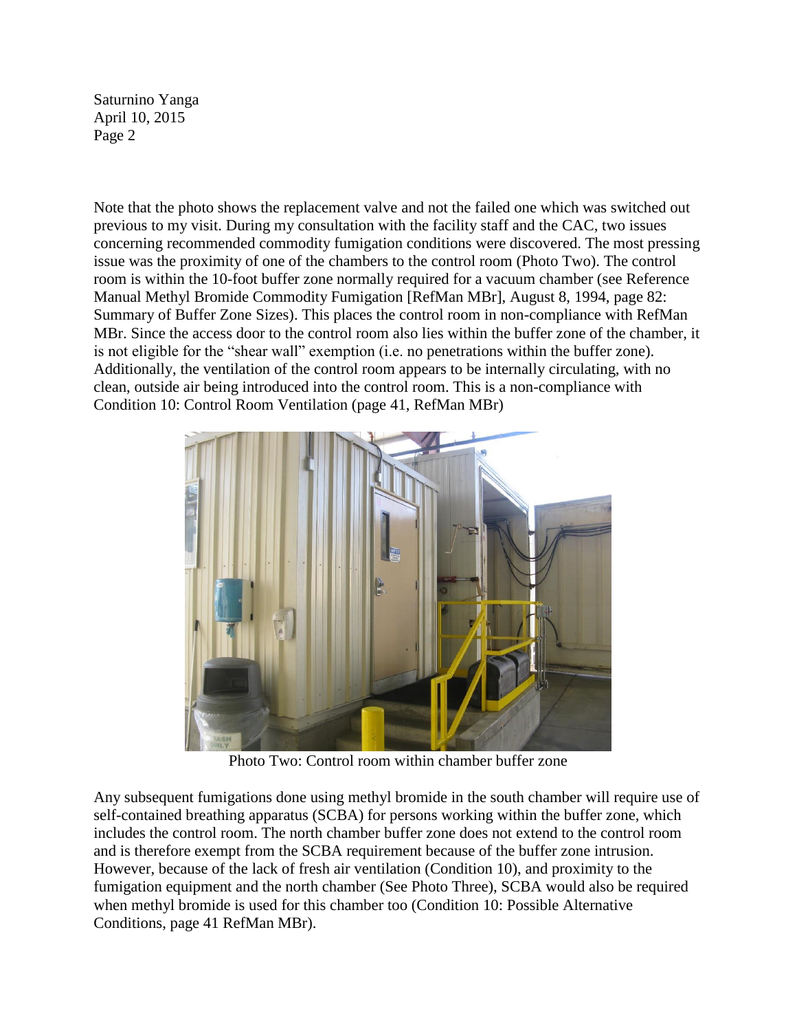Note that the photo shows the replacement valve and not the failed one which was switched out previous to my visit. During my consultation with the facility staff and the CAC, two issues concerning recommended commodity fumigation conditions were discovered. The most pressing issue was the proximity of one of the chambers to the control room (Photo Two). The control room is within the 10-foot buffer zone normally required for a vacuum chamber (see Reference Manual Methyl Bromide Commodity Fumigation [RefMan MBr], August 8, 1994, page 82: Summary of Buffer Zone Sizes). This places the control room in non-compliance with RefMan MBr. Since the access door to the control room also lies within the buffer zone of the chamber, it is not eligible for the "shear wall" exemption (i.e. no penetrations within the buffer zone). Additionally, the ventilation of the control room appears to be internally circulating, with no clean, outside air being introduced into the control room. This is a non-compliance with Condition 10: Control Room Ventilation (page 41, RefMan MBr)

Photo Two: Control room within chamber buffer zone

Any subsequent fumigations done using methyl bromide in the south chamber will require use of self-contained breathing apparatus (SCBA) for persons working within the buffer zone, which includes the control room. The north chamber buffer zone does not extend to the control room and is therefore exempt from the SCBA requirement because of the buffer zone intrusion. However, because of the lack of fresh air ventilation (Condition 10), and proximity to the fumigation equipment and the north chamber (See Photo Three), SCBA would also be required when methyl bromide is used for this chamber too (Condition 10: Possible Alternative Conditions, page 41 RefMan MBr).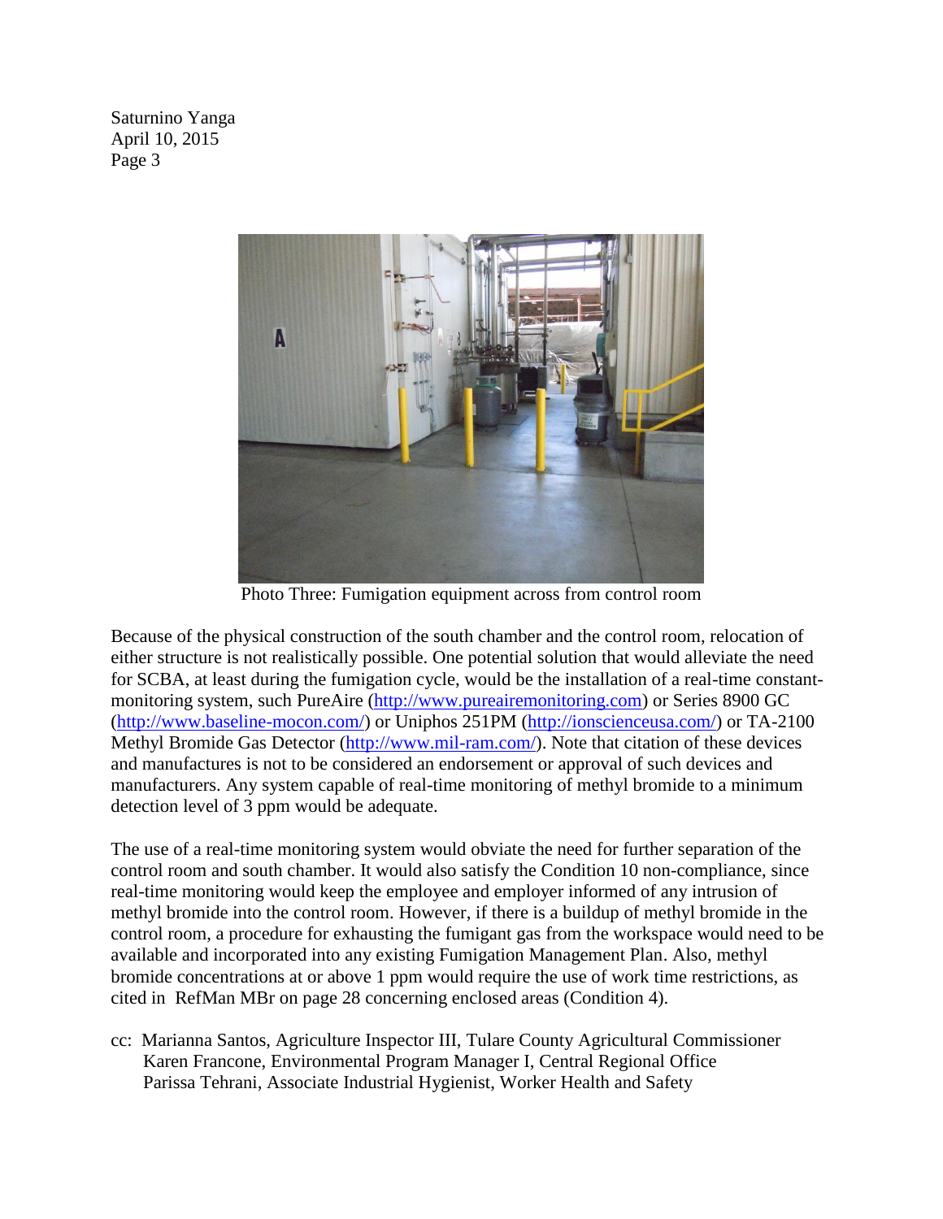Photo Three: Fumigation equipment across from control room

Because of the physical construction of the south chamber and the control room, relocation of either structure is not realistically possible. One potential solution that would alleviate the need for SCBA, at least during the fumigation cycle, would be the installation of a real-time constant-monitoring system, such PureAire (http://www.pureairemonitoring.com) or Series 8900 GC (http://www.baseline-mocon.com/) or Uniphos 251PM (http://ionscienceusa.com/) or TA-2100 Methyl Bromide Gas Detector (http://www.mil-ram.com/). Note that citation of these devices and manufactures is not to be considered an endorsement or approval of such devices and manufacturers. Any system capable of real-time monitoring of methyl bromide to a minimum detection level of 3 ppm would be adequate.

The use of a real-time monitoring system would obviate the need for further separation of the control room and south chamber. It would also satisfy the Condition 10 non-compliance, since real-time monitoring would keep the employee and employer informed of any intrusion of methyl bromide into the control room. However, if there is a buildup of methyl bromide in the control room, a procedure for exhausting the fumigant gas from the workspace would need to be available and incorporated into any existing Fumigation Management Plan. Also, methyl bromide concentrations at or above 1 ppm would require the use of work time restrictions, as cited in RefMan MBr on page 28 concerning enclosed areas (Condition 4).

cc: Marianna Santos, Agriculture Inspector III, Tulare County Agricultural Commissioner
Karen Francone, Environmental Program Manager I, Central Regional Office
Parissa Tehrani, Associate Industrial Hygienist, Worker Health and Safety